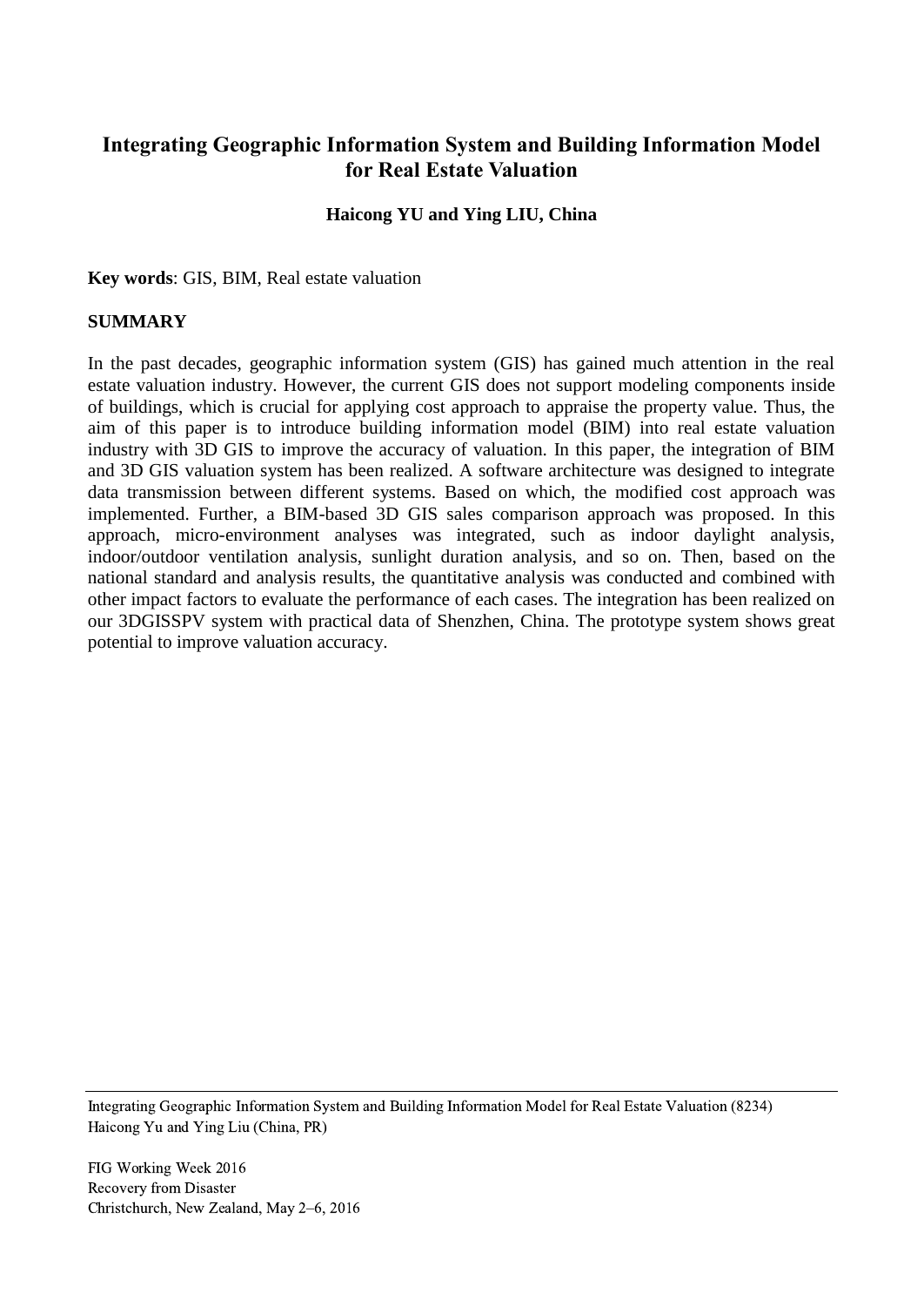# Integrating Geographic Information System and Building Information Model for Real Estate Valuation

**Haicong YU and Ying LIU, China**

**Key words**: GIS, BIM, Real estate valuation

## SUMMARY

In the past decades, geographic information system (GIS) has gained much attention in the real estate valuation industry. However, the current GIS does not support modeling components inside of buildings, which is crucial for applying cost approach to appraise the property value. Thus, the aim of this paper is to introduce building information model (BIM) into real estate valuation industry with 3D GIS to improve the accuracy of valuation. In this paper, the integration of BIM and 3D GIS valuation system has been realized. A software architecture was designed to integrate data transmission between different systems. Based on which, the modified cost approach was implemented. Further, a BIM-based 3D GIS sales comparison approach was proposed. In this approach, micro-environment analyses was integrated, such as indoor daylight analysis, indoor/outdoor ventilation analysis, sunlight duration analysis, and so on. Then, based on the national standard and analysis results, the quantitative analysis was conducted and combined with other impact factors to evaluate the performance of each cases. The integration has been realized on our 3DGISSPV system with practical data of Shenzhen, China. The prototype system shows great potential to improve valuation accuracy.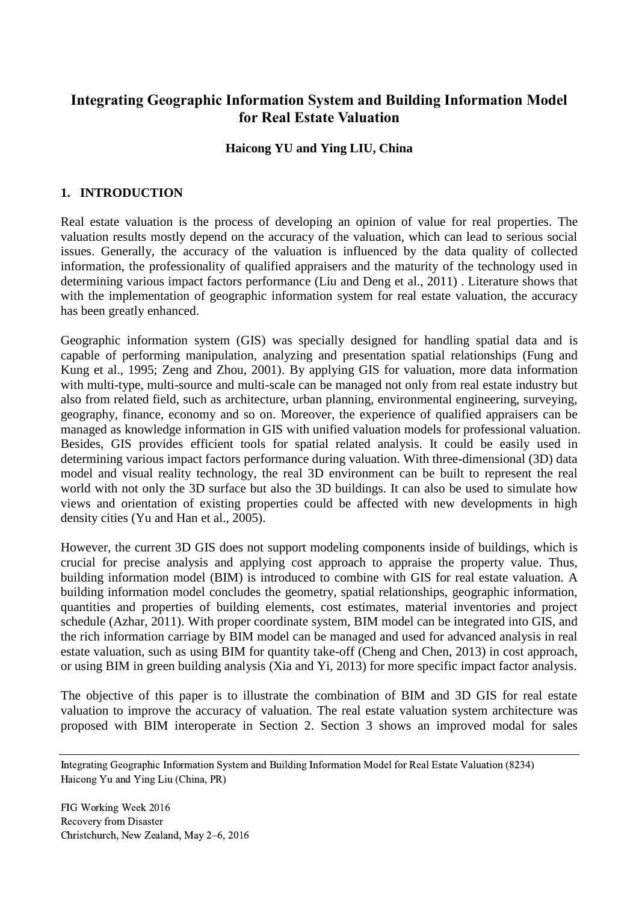# Integrating Geographic Information System and Building Information Model for Real Estate Valuation

**Haicong YU and Ying LIU, China**

## 1. INTRODUCTION

Real estate valuation is the process of developing an opinion of value for real properties. The valuation results mostly depend on the accuracy of the valuation, which can lead to serious social issues. Generally, the accuracy of the valuation is influenced by the data quality of collected information, the professionality of qualified appraisers and the maturity of the technology used in determining various impact factors performance (Liu and Deng et al., 2011) . Literature shows that with the implementation of geographic information system for real estate valuation, the accuracy has been greatly enhanced.

Geographic information system (GIS) was specially designed for handling spatial data and is capable of performing manipulation, analyzing and presentation spatial relationships (Fung and Kung et al., 1995; Zeng and Zhou, 2001). By applying GIS for valuation, more data information with multi-type, multi-source and multi-scale can be managed not only from real estate industry but also from related field, such as architecture, urban planning, environmental engineering, surveying, geography, finance, economy and so on. Moreover, the experience of qualified appraisers can be managed as knowledge information in GIS with unified valuation models for professional valuation. Besides, GIS provides efficient tools for spatial related analysis. It could be easily used in determining various impact factors performance during valuation. With three-dimensional (3D) data model and visual reality technology, the real 3D environment can be built to represent the real world with not only the 3D surface but also the 3D buildings. It can also be used to simulate how views and orientation of existing properties could be affected with new developments in high density cities (Yu and Han et al., 2005).

However, the current 3D GIS does not support modeling components inside of buildings, which is crucial for precise analysis and applying cost approach to appraise the property value. Thus, building information model (BIM) is introduced to combine with GIS for real estate valuation. A building information model concludes the geometry, spatial relationships, geographic information, quantities and properties of building elements, cost estimates, material inventories and project schedule (Azhar, 2011). With proper coordinate system, BIM model can be integrated into GIS, and the rich information carriage by BIM model can be managed and used for advanced analysis in real estate valuation, such as using BIM for quantity take-off (Cheng and Chen, 2013) in cost approach, or using BIM in green building analysis (Xia and Yi, 2013) for more specific impact factor analysis.

The objective of this paper is to illustrate the combination of BIM and 3D GIS for real estate valuation to improve the accuracy of valuation. The real estate valuation system architecture was proposed with BIM interoperate in Section 2. Section 3 shows an improved modal for sales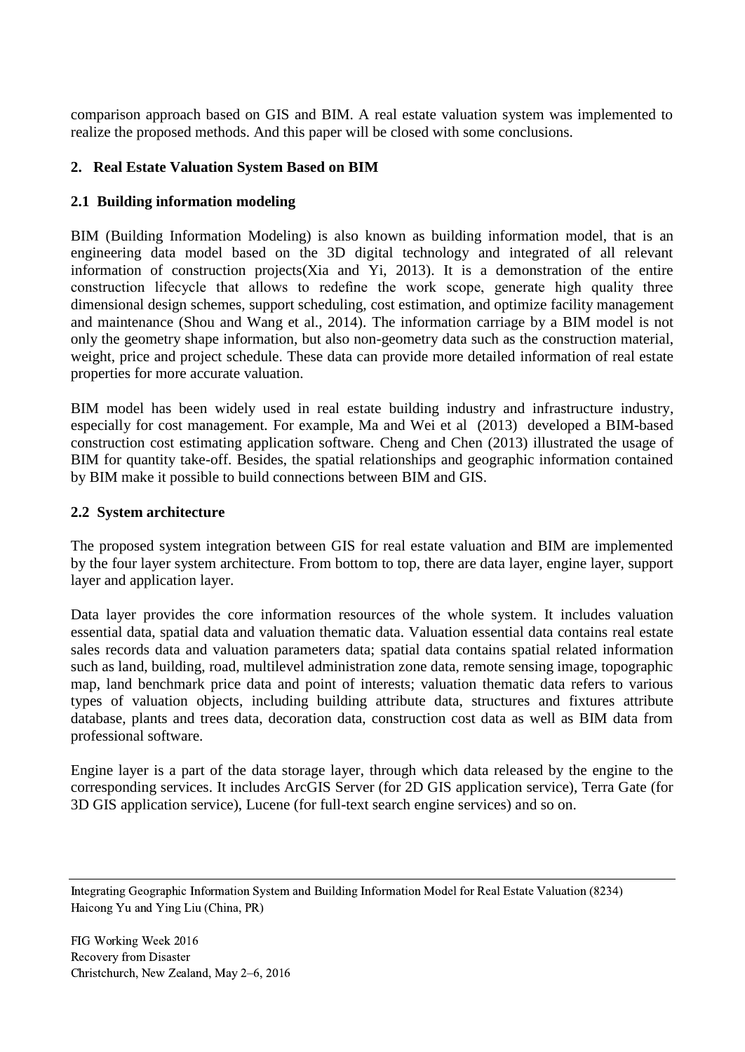comparison approach based on GIS and BIM. A real estate valuation system was implemented to realize the proposed methods. And this paper will be closed with some conclusions.

## 2. Real Estate Valuation System Based on BIM

### 2.1 Building information modeling

BIM (Building Information Modeling) is also known as building information model, that is an engineering data model based on the 3D digital technology and integrated of all relevant information of construction projects(Xia and Yi, 2013). It is a demonstration of the entire construction lifecycle that allows to redefine the work scope, generate high quality three dimensional design schemes, support scheduling, cost estimation, and optimize facility management and maintenance (Shou and Wang et al., 2014). The information carriage by a BIM model is not only the geometry shape information, but also non-geometry data such as the construction material, weight, price and project schedule. These data can provide more detailed information of real estate properties for more accurate valuation.

BIM model has been widely used in real estate building industry and infrastructure industry, especially for cost management. For example, Ma and Wei et al (2013) developed a BIM-based construction cost estimating application software. Cheng and Chen (2013) illustrated the usage of BIM for quantity take-off. Besides, the spatial relationships and geographic information contained by BIM make it possible to build connections between BIM and GIS.

### 2.2 System architecture

The proposed system integration between GIS for real estate valuation and BIM are implemented by the four layer system architecture. From bottom to top, there are data layer, engine layer, support layer and application layer.

Data layer provides the core information resources of the whole system. It includes valuation essential data, spatial data and valuation thematic data. Valuation essential data contains real estate sales records data and valuation parameters data; spatial data contains spatial related information such as land, building, road, multilevel administration zone data, remote sensing image, topographic map, land benchmark price data and point of interests; valuation thematic data refers to various types of valuation objects, including building attribute data, structures and fixtures attribute database, plants and trees data, decoration data, construction cost data as well as BIM data from professional software.

Engine layer is a part of the data storage layer, through which data released by the engine to the corresponding services. It includes ArcGIS Server (for 2D GIS application service), Terra Gate (for 3D GIS application service), Lucene (for full-text search engine services) and so on.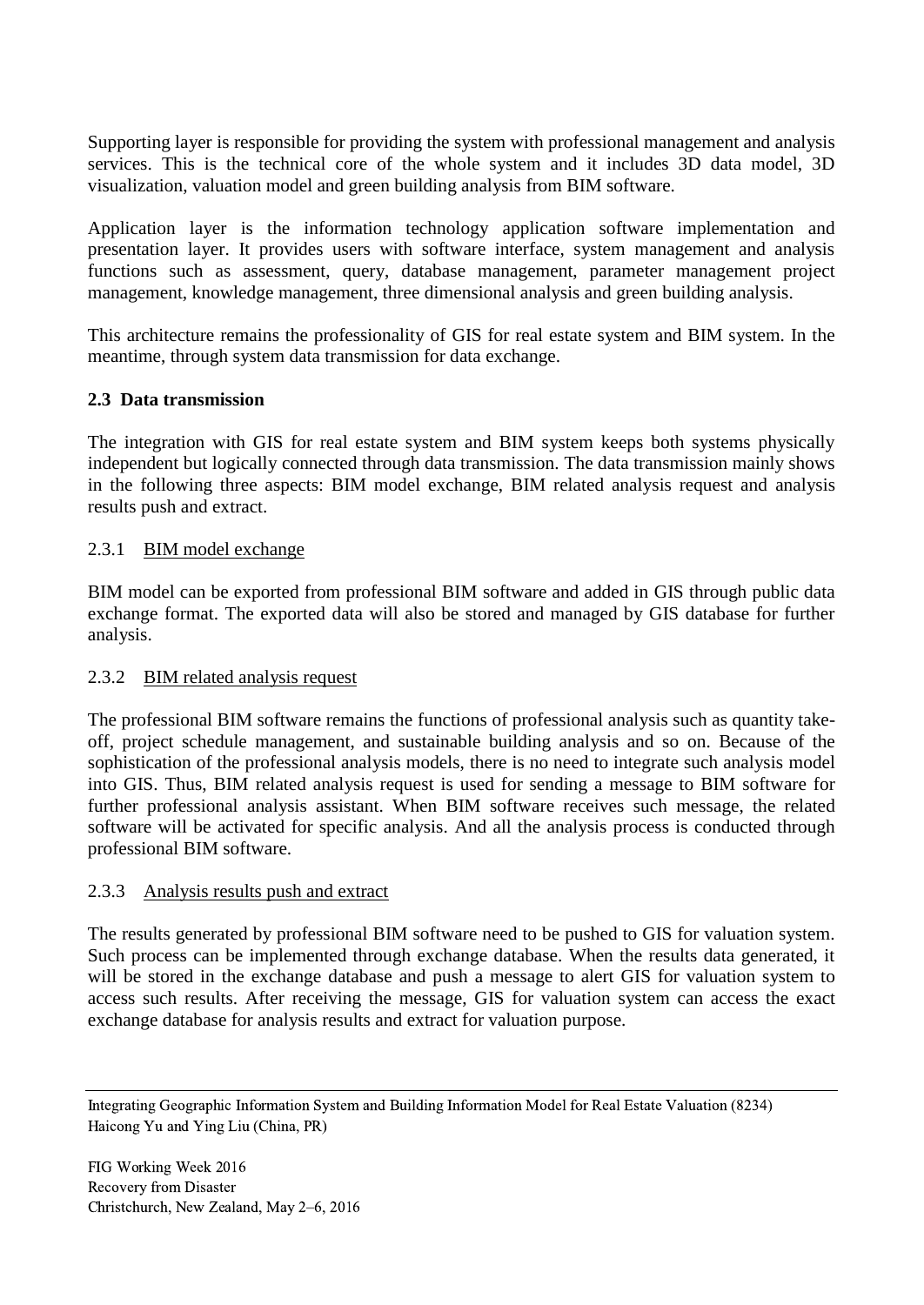Supporting layer is responsible for providing the system with professional management and analysis services. This is the technical core of the whole system and it includes 3D data model, 3D visualization, valuation model and green building analysis from BIM software.

Application layer is the information technology application software implementation and presentation layer. It provides users with software interface, system management and analysis functions such as assessment, query, database management, parameter management project management, knowledge management, three dimensional analysis and green building analysis.

This architecture remains the professionality of GIS for real estate system and BIM system. In the meantime, through system data transmission for data exchange.

## 2.3 Data transmission

The integration with GIS for real estate system and BIM system keeps both systems physically independent but logically connected through data transmission. The data transmission mainly shows in the following three aspects: BIM model exchange, BIM related analysis request and analysis results push and extract.

### 2.3.1 BIM model exchange

BIM model can be exported from professional BIM software and added in GIS through public data exchange format. The exported data will also be stored and managed by GIS database for further analysis.

### 2.3.2 BIM related analysis request

The professional BIM software remains the functions of professional analysis such as quantity take-off, project schedule management, and sustainable building analysis and so on. Because of the sophistication of the professional analysis models, there is no need to integrate such analysis model into GIS. Thus, BIM related analysis request is used for sending a message to BIM software for further professional analysis assistant. When BIM software receives such message, the related software will be activated for specific analysis. And all the analysis process is conducted through professional BIM software.

### 2.3.3 Analysis results push and extract

The results generated by professional BIM software need to be pushed to GIS for valuation system. Such process can be implemented through exchange database. When the results data generated, it will be stored in the exchange database and push a message to alert GIS for valuation system to access such results. After receiving the message, GIS for valuation system can access the exact exchange database for analysis results and extract for valuation purpose.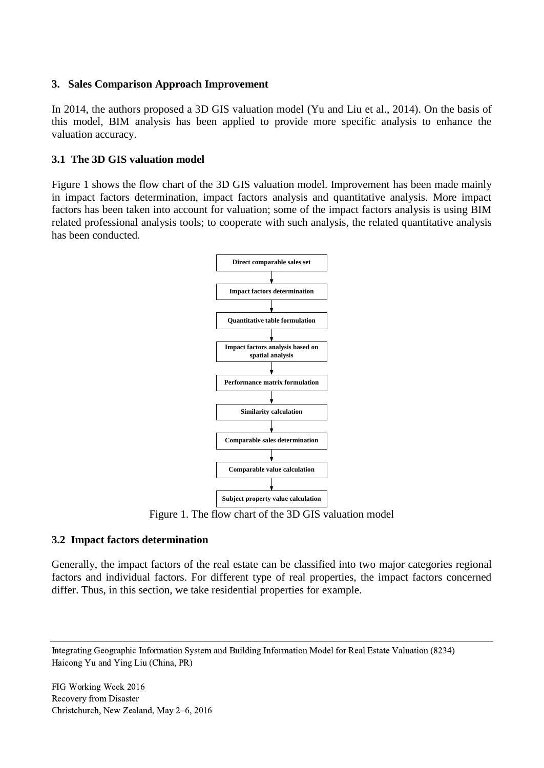## 3. Sales Comparison Approach Improvement

In 2014, the authors proposed a 3D GIS valuation model (Yu and Liu et al., 2014). On the basis of this model, BIM analysis has been applied to provide more specific analysis to enhance the valuation accuracy.

### 3.1 The 3D GIS valuation model

Figure 1 shows the flow chart of the 3D GIS valuation model. Improvement has been made mainly in impact factors determination, impact factors analysis and quantitative analysis. More impact factors has been taken into account for valuation; some of the impact factors analysis is using BIM related professional analysis tools; to cooperate with such analysis, the related quantitative analysis has been conducted.

**Direct comparable sales set**
↓
**Impact factors determination**
↓
**Quantitative table formulation**
↓
**Impact factors analysis based on spatial analysis**
↓
**Performance matrix formulation**
↓
**Similarity calculation**
↓
**Comparable sales determination**
↓
**Comparable value calculation**
↓
**Subject property value calculation**

Figure 1. The flow chart of the 3D GIS valuation model

### 3.2 Impact factors determination

Generally, the impact factors of the real estate can be classified into two major categories regional factors and individual factors. For different type of real properties, the impact factors concerned differ. Thus, in this section, we take residential properties for example.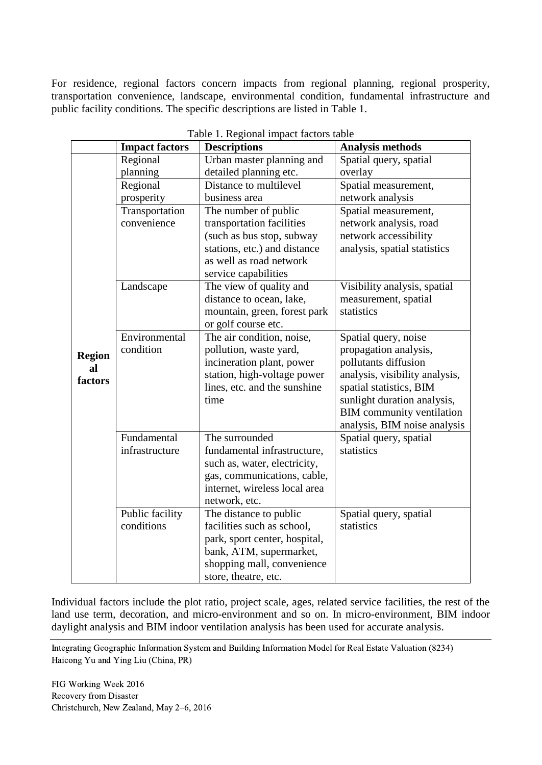For residence, regional factors concern impacts from regional planning, regional prosperity, transportation convenience, landscape, environmental condition, fundamental infrastructure and public facility conditions. The specific descriptions are listed in Table 1.

Table 1. Regional impact factors table

| | Impact factors | Descriptions | Analysis methods |
|---|---|---|---|
| **Regional factors** | Regional planning | Urban master planning and detailed planning etc. | Spatial query, spatial overlay |
| | Regional prosperity | Distance to multilevel business area | Spatial measurement, network analysis |
| | Transportation convenience | The number of public transportation facilities (such as bus stop, subway stations, etc.) and distance as well as road network service capabilities | Spatial measurement, network analysis, road network accessibility analysis, spatial statistics |
| | Landscape | The view of quality and distance to ocean, lake, mountain, green, forest park or golf course etc. | Visibility analysis, spatial measurement, spatial statistics |
| | Environmental condition | The air condition, noise, pollution, waste yard, incineration plant, power station, high-voltage power lines, etc. and the sunshine time | Spatial query, noise propagation analysis, pollutants diffusion analysis, visibility analysis, spatial statistics, BIM sunlight duration analysis, BIM community ventilation analysis, BIM noise analysis |
| | Fundamental infrastructure | The surrounded fundamental infrastructure, such as, water, electricity, gas, communications, cable, internet, wireless local area network, etc. | Spatial query, spatial statistics |
| | Public facility conditions | The distance to public facilities such as school, park, sport center, hospital, bank, ATM, supermarket, shopping mall, convenience store, theatre, etc. | Spatial query, spatial statistics |

Individual factors include the plot ratio, project scale, ages, related service facilities, the rest of the land use term, decoration, and micro-environment and so on. In micro-environment, BIM indoor daylight analysis and BIM indoor ventilation analysis has been used for accurate analysis.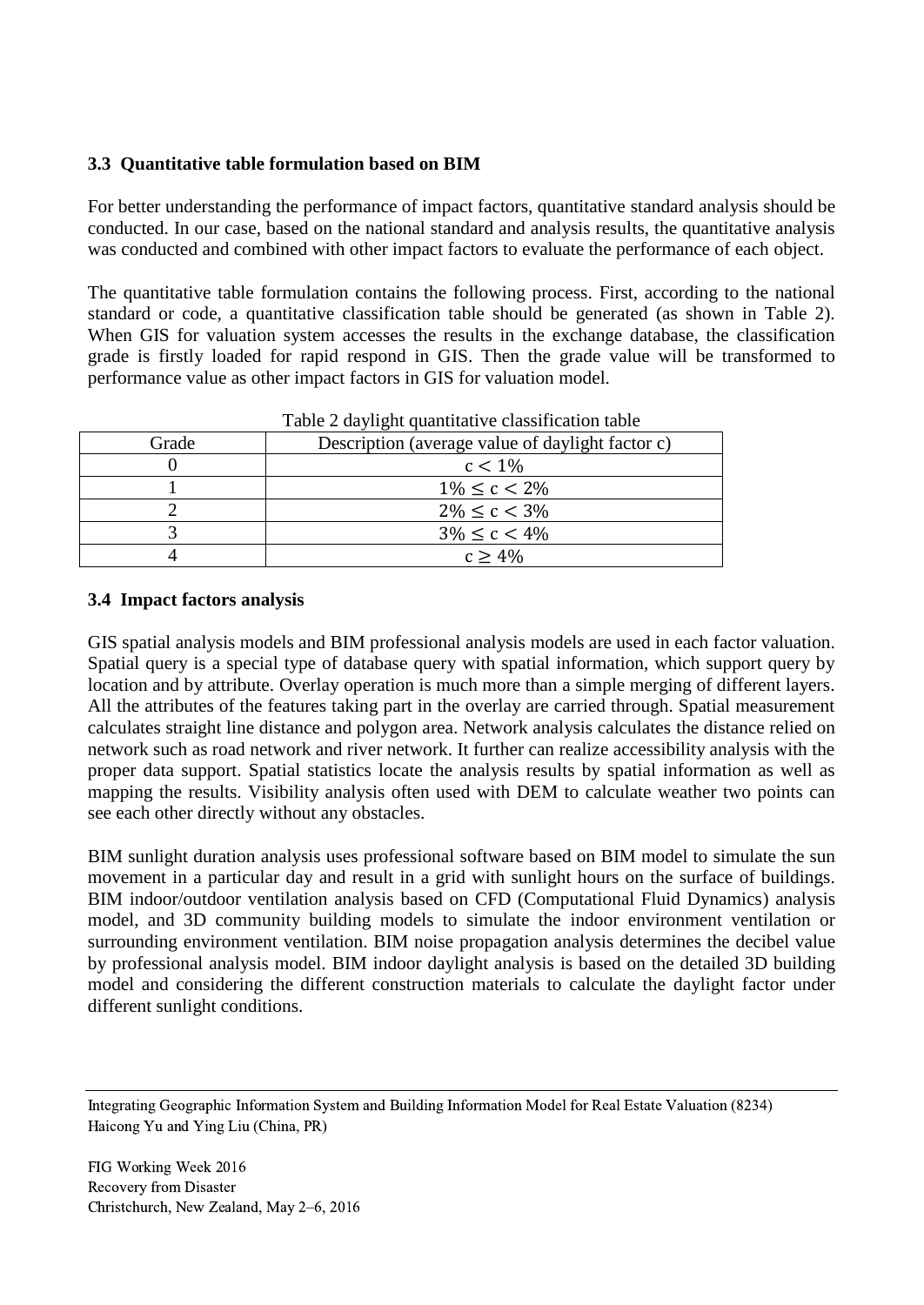### 3.3 Quantitative table formulation based on BIM

For better understanding the performance of impact factors, quantitative standard analysis should be conducted. In our case, based on the national standard and analysis results, the quantitative analysis was conducted and combined with other impact factors to evaluate the performance of each object.

The quantitative table formulation contains the following process. First, according to the national standard or code, a quantitative classification table should be generated (as shown in Table 2). When GIS for valuation system accesses the results in the exchange database, the classification grade is firstly loaded for rapid respond in GIS. Then the grade value will be transformed to performance value as other impact factors in GIS for valuation model.

Table 2 daylight quantitative classification table

| Grade | Description (average value of daylight factor c) |
|---|---|
| 0 | $c < 1\%$ |
| 1 | $1\% \leq c < 2\%$ |
| 2 | $2\% \leq c < 3\%$ |
| 3 | $3\% \leq c < 4\%$ |
| 4 | $c \geq 4\%$ |

### 3.4 Impact factors analysis

GIS spatial analysis models and BIM professional analysis models are used in each factor valuation. Spatial query is a special type of database query with spatial information, which support query by location and by attribute. Overlay operation is much more than a simple merging of different layers. All the attributes of the features taking part in the overlay are carried through. Spatial measurement calculates straight line distance and polygon area. Network analysis calculates the distance relied on network such as road network and river network. It further can realize accessibility analysis with the proper data support. Spatial statistics locate the analysis results by spatial information as well as mapping the results. Visibility analysis often used with DEM to calculate weather two points can see each other directly without any obstacles.

BIM sunlight duration analysis uses professional software based on BIM model to simulate the sun movement in a particular day and result in a grid with sunlight hours on the surface of buildings. BIM indoor/outdoor ventilation analysis based on CFD (Computational Fluid Dynamics) analysis model, and 3D community building models to simulate the indoor environment ventilation or surrounding environment ventilation. BIM noise propagation analysis determines the decibel value by professional analysis model. BIM indoor daylight analysis is based on the detailed 3D building model and considering the different construction materials to calculate the daylight factor under different sunlight conditions.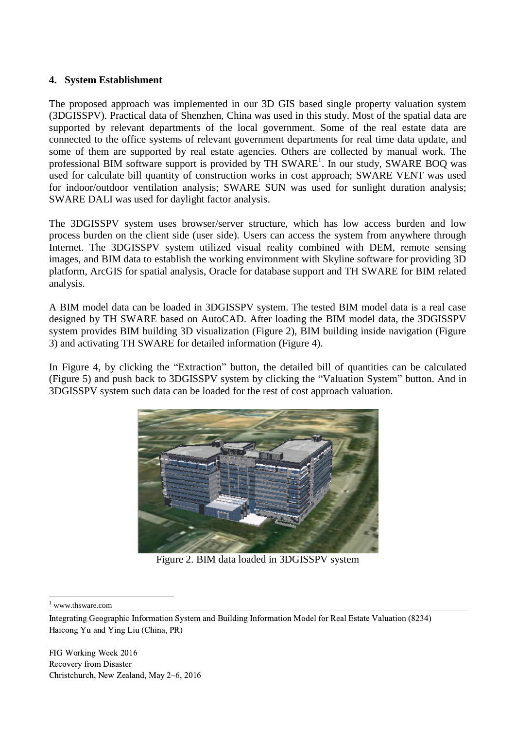## 4. System Establishment

The proposed approach was implemented in our 3D GIS based single property valuation system (3DGISSPV). Practical data of Shenzhen, China was used in this study. Most of the spatial data are supported by relevant departments of the local government. Some of the real estate data are connected to the office systems of relevant government departments for real time data update, and some of them are supported by real estate agencies. Others are collected by manual work. The professional BIM software support is provided by TH SWARE[1]. In our study, SWARE BOQ was used for calculate bill quantity of construction works in cost approach; SWARE VENT was used for indoor/outdoor ventilation analysis; SWARE SUN was used for sunlight duration analysis; SWARE DALI was used for daylight factor analysis.

The 3DGISSPV system uses browser/server structure, which has low access burden and low process burden on the client side (user side). Users can access the system from anywhere through Internet. The 3DGISSPV system utilized visual reality combined with DEM, remote sensing images, and BIM data to establish the working environment with Skyline software for providing 3D platform, ArcGIS for spatial analysis, Oracle for database support and TH SWARE for BIM related analysis.

A BIM model data can be loaded in 3DGISSPV system. The tested BIM model data is a real case designed by TH SWARE based on AutoCAD. After loading the BIM model data, the 3DGISSPV system provides BIM building 3D visualization (Figure 2), BIM building inside navigation (Figure 3) and activating TH SWARE for detailed information (Figure 4).

In Figure 4, by clicking the "Extraction" button, the detailed bill of quantities can be calculated (Figure 5) and push back to 3DGISSPV system by clicking the "Valuation System" button. And in 3DGISSPV system such data can be loaded for the rest of cost approach valuation.

Figure 2. BIM data loaded in 3DGISSPV system

[1] www.thsware.com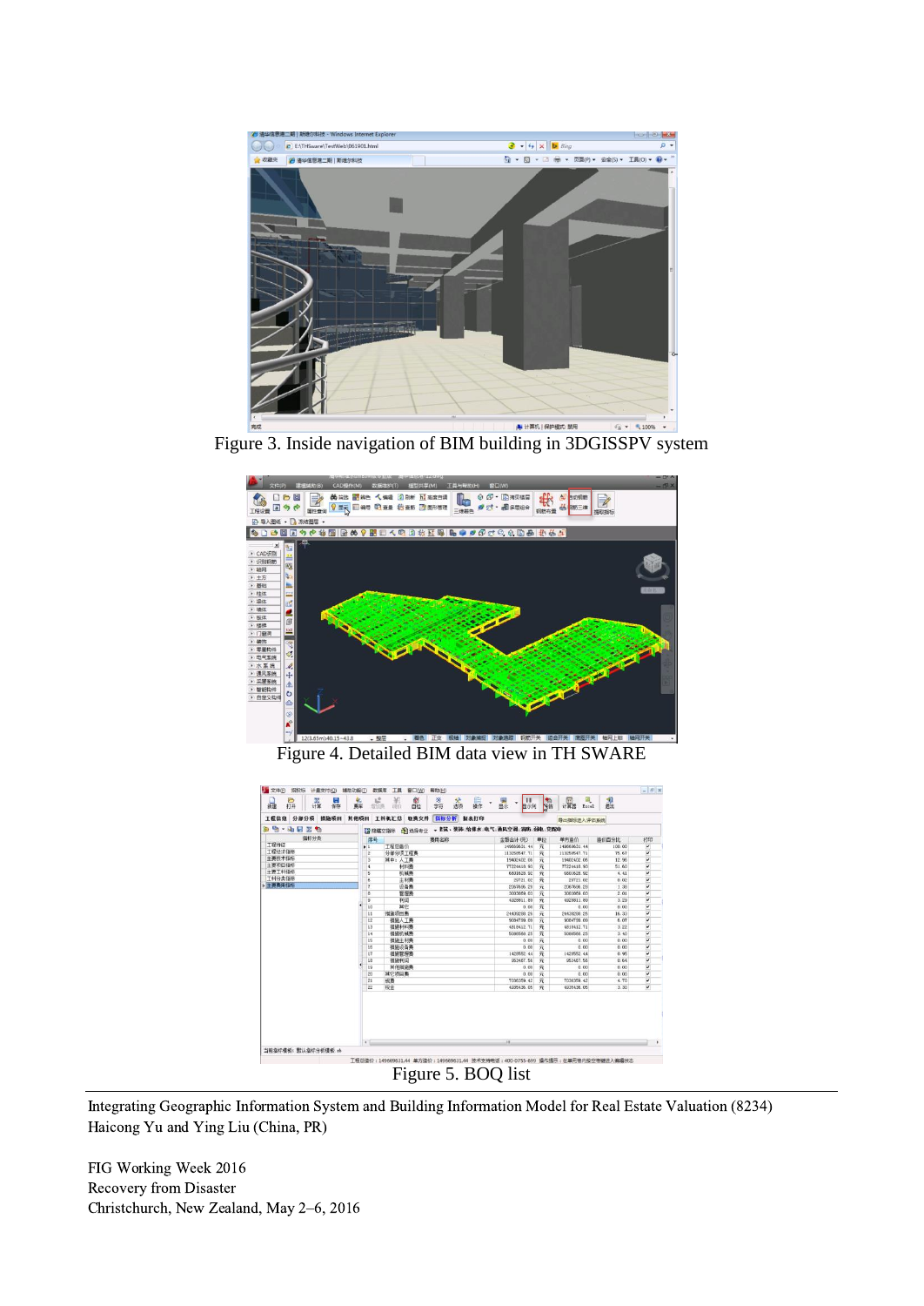Figure 3. Inside navigation of BIM building in 3DGISSPV system

Figure 4. Detailed BIM data view in TH SWARE

Figure 5. BOQ list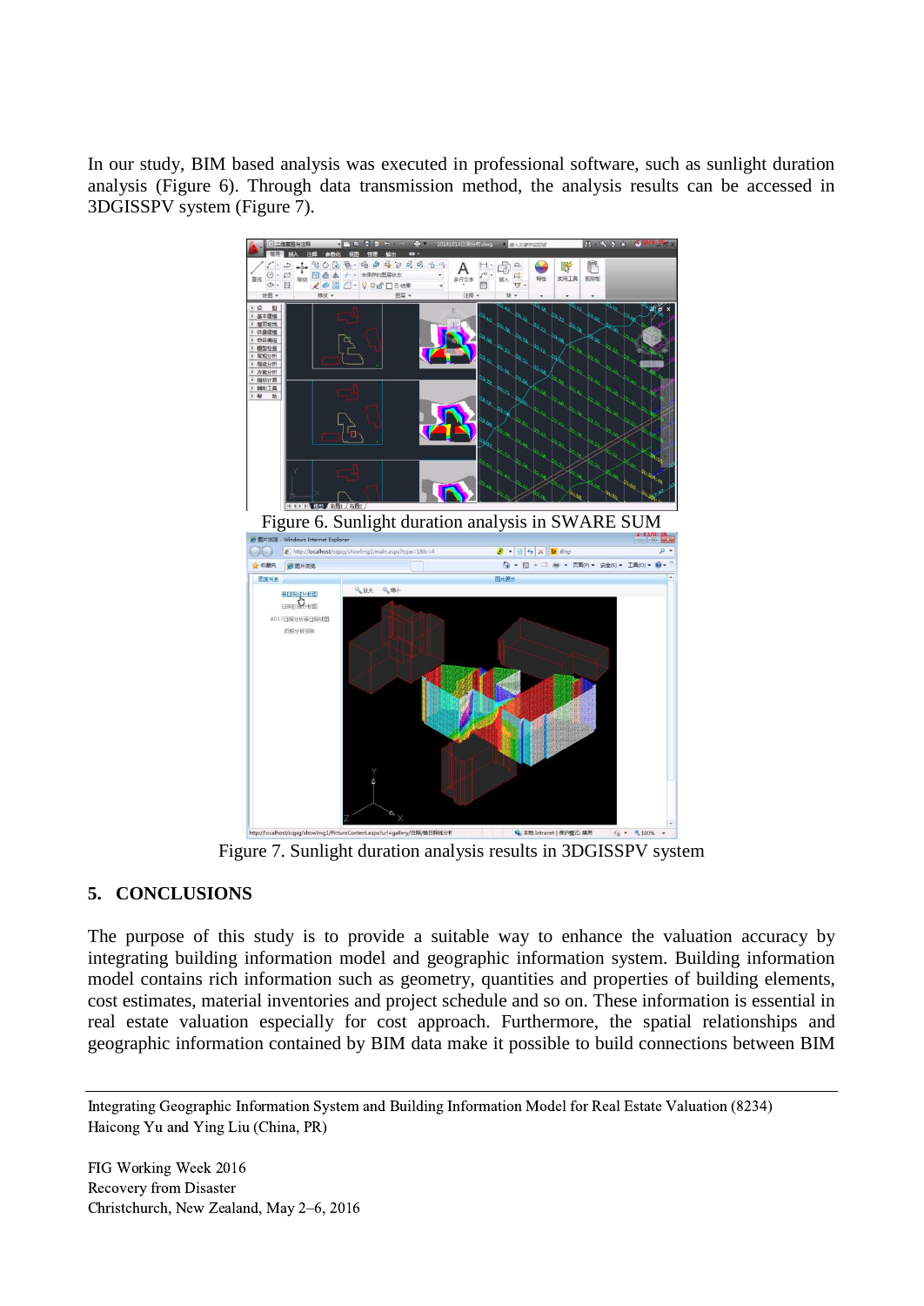In our study, BIM based analysis was executed in professional software, such as sunlight duration analysis (Figure 6). Through data transmission method, the analysis results can be accessed in 3DGISSPV system (Figure 7).

Figure 6. Sunlight duration analysis in SWARE SUM

Figure 7. Sunlight duration analysis results in 3DGISSPV system

## 5. CONCLUSIONS

The purpose of this study is to provide a suitable way to enhance the valuation accuracy by integrating building information model and geographic information system. Building information model contains rich information such as geometry, quantities and properties of building elements, cost estimates, material inventories and project schedule and so on. These information is essential in real estate valuation especially for cost approach. Furthermore, the spatial relationships and geographic information contained by BIM data make it possible to build connections between BIM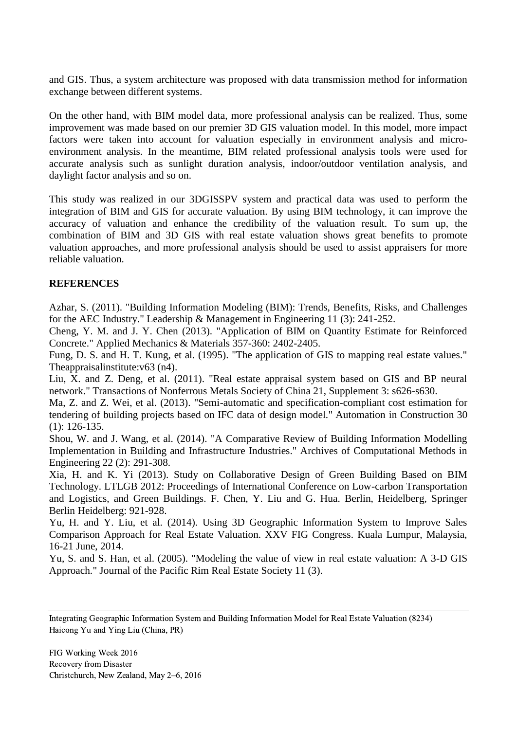and GIS. Thus, a system architecture was proposed with data transmission method for information exchange between different systems.

On the other hand, with BIM model data, more professional analysis can be realized. Thus, some improvement was made based on our premier 3D GIS valuation model. In this model, more impact factors were taken into account for valuation especially in environment analysis and micro-environment analysis. In the meantime, BIM related professional analysis tools were used for accurate analysis such as sunlight duration analysis, indoor/outdoor ventilation analysis, and daylight factor analysis and so on.

This study was realized in our 3DGISSPV system and practical data was used to perform the integration of BIM and GIS for accurate valuation. By using BIM technology, it can improve the accuracy of valuation and enhance the credibility of the valuation result. To sum up, the combination of BIM and 3D GIS with real estate valuation shows great benefits to promote valuation approaches, and more professional analysis should be used to assist appraisers for more reliable valuation.

## REFERENCES

Azhar, S. (2011). "Building Information Modeling (BIM): Trends, Benefits, Risks, and Challenges for the AEC Industry." Leadership & Management in Engineering 11 (3): 241-252.

Cheng, Y. M. and J. Y. Chen (2013). "Application of BIM on Quantity Estimate for Reinforced Concrete." Applied Mechanics & Materials 357-360: 2402-2405.

Fung, D. S. and H. T. Kung, et al. (1995). "The application of GIS to mapping real estate values." Theappraisalinstitute:v63 (n4).

Liu, X. and Z. Deng, et al. (2011). "Real estate appraisal system based on GIS and BP neural network." Transactions of Nonferrous Metals Society of China 21, Supplement 3: s626-s630.

Ma, Z. and Z. Wei, et al. (2013). "Semi-automatic and specification-compliant cost estimation for tendering of building projects based on IFC data of design model." Automation in Construction 30 (1): 126-135.

Shou, W. and J. Wang, et al. (2014). "A Comparative Review of Building Information Modelling Implementation in Building and Infrastructure Industries." Archives of Computational Methods in Engineering 22 (2): 291-308.

Xia, H. and K. Yi (2013). Study on Collaborative Design of Green Building Based on BIM Technology. LTLGB 2012: Proceedings of International Conference on Low-carbon Transportation and Logistics, and Green Buildings. F. Chen, Y. Liu and G. Hua. Berlin, Heidelberg, Springer Berlin Heidelberg: 921-928.

Yu, H. and Y. Liu, et al. (2014). Using 3D Geographic Information System to Improve Sales Comparison Approach for Real Estate Valuation. XXV FIG Congress. Kuala Lumpur, Malaysia, 16-21 June, 2014.

Yu, S. and S. Han, et al. (2005). "Modeling the value of view in real estate valuation: A 3-D GIS Approach." Journal of the Pacific Rim Real Estate Society 11 (3).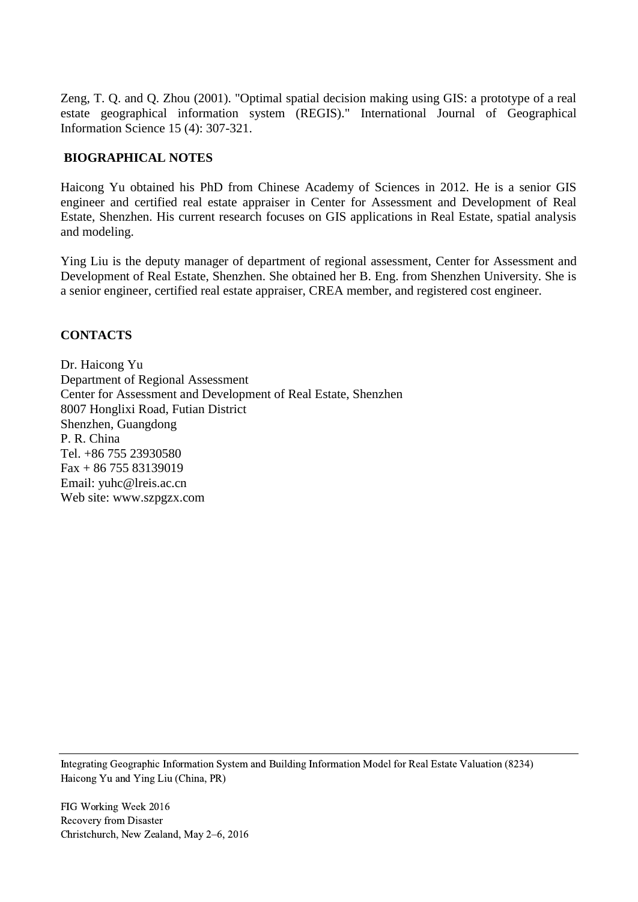Zeng, T. Q. and Q. Zhou (2001). "Optimal spatial decision making using GIS: a prototype of a real estate geographical information system (REGIS)." International Journal of Geographical Information Science 15 (4): 307-321.

## BIOGRAPHICAL NOTES

Haicong Yu obtained his PhD from Chinese Academy of Sciences in 2012. He is a senior GIS engineer and certified real estate appraiser in Center for Assessment and Development of Real Estate, Shenzhen. His current research focuses on GIS applications in Real Estate, spatial analysis and modeling.

Ying Liu is the deputy manager of department of regional assessment, Center for Assessment and Development of Real Estate, Shenzhen. She obtained her B. Eng. from Shenzhen University. She is a senior engineer, certified real estate appraiser, CREA member, and registered cost engineer.

## CONTACTS

Dr. Haicong Yu
Department of Regional Assessment
Center for Assessment and Development of Real Estate, Shenzhen
8007 Honglixi Road, Futian District
Shenzhen, Guangdong
P. R. China
Tel. +86 755 23930580
Fax + 86 755 83139019
Email: yuhc@lreis.ac.cn
Web site: www.szpgzx.com